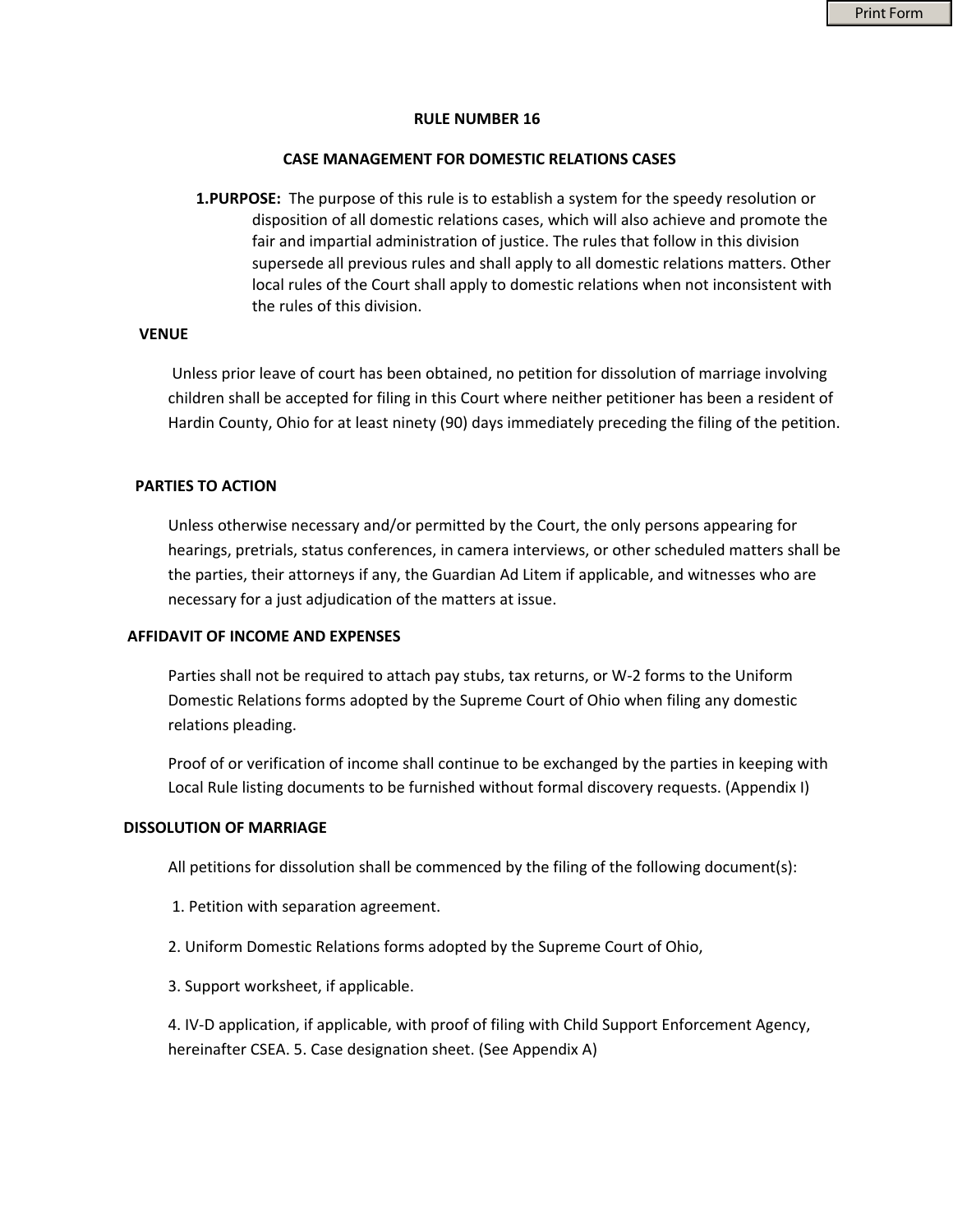# RULE NUMBER 16

## CASE MANAGEMENT FOR DOMESTIC RELATIONS CASES

**1.PURPOSE:** The purpose of this rule is to establish a system for the speedy resolution or disposition of all domestic relations cases, which will also achieve and promote the fair and impartial administration of justice. The rules that follow in this division supersede all previous rules and shall apply to all domestic relations matters. Other local rules of the Court shall apply to domestic relations when not inconsistent with the rules of this division.

**VENUE**

Unless prior leave of court has been obtained, no petition for dissolution of marriage involving children shall be accepted for filing in this Court where neither petitioner has been a resident of Hardin County, Ohio for at least ninety (90) days immediately preceding the filing of the petition.

**PARTIES TO ACTION**

Unless otherwise necessary and/or permitted by the Court, the only persons appearing for hearings, pretrials, status conferences, in camera interviews, or other scheduled matters shall be the parties, their attorneys if any, the Guardian Ad Litem if applicable, and witnesses who are necessary for a just adjudication of the matters at issue.

**AFFIDAVIT OF INCOME AND EXPENSES**

Parties shall not be required to attach pay stubs, tax returns, or W-2 forms to the Uniform Domestic Relations forms adopted by the Supreme Court of Ohio when filing any domestic relations pleading.

Proof of or verification of income shall continue to be exchanged by the parties in keeping with Local Rule listing documents to be furnished without formal discovery requests. (Appendix I)

**DISSOLUTION OF MARRIAGE**

All petitions for dissolution shall be commenced by the filing of the following document(s):

1. Petition with separation agreement.

2. Uniform Domestic Relations forms adopted by the Supreme Court of Ohio,

3. Support worksheet, if applicable.

4. IV-D application, if applicable, with proof of filing with Child Support Enforcement Agency, hereinafter CSEA. 5. Case designation sheet. (See Appendix A)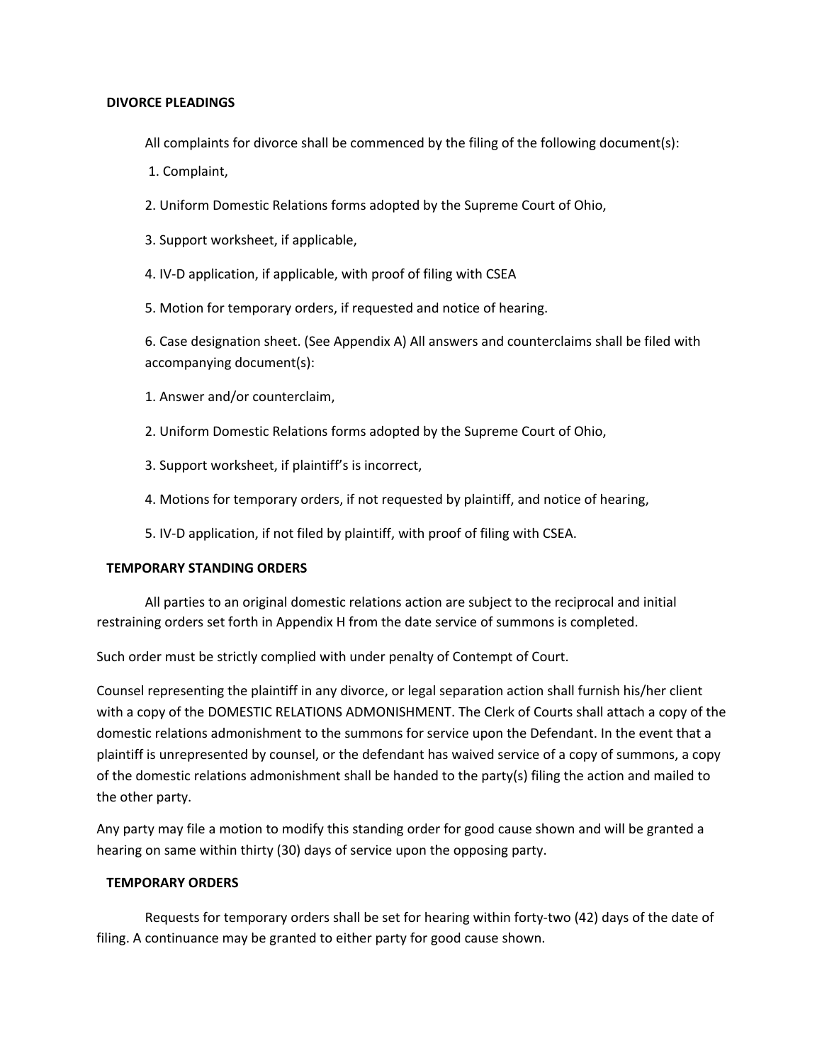**DIVORCE PLEADINGS**

All complaints for divorce shall be commenced by the filing of the following document(s):

1. Complaint,

2. Uniform Domestic Relations forms adopted by the Supreme Court of Ohio,

3. Support worksheet, if applicable,

4. IV-D application, if applicable, with proof of filing with CSEA

5. Motion for temporary orders, if requested and notice of hearing.

6. Case designation sheet. (See Appendix A) All answers and counterclaims shall be filed with accompanying document(s):

1. Answer and/or counterclaim,

2. Uniform Domestic Relations forms adopted by the Supreme Court of Ohio,

3. Support worksheet, if plaintiff's is incorrect,

4. Motions for temporary orders, if not requested by plaintiff, and notice of hearing,

5. IV-D application, if not filed by plaintiff, with proof of filing with CSEA.

**TEMPORARY STANDING ORDERS**

All parties to an original domestic relations action are subject to the reciprocal and initial restraining orders set forth in Appendix H from the date service of summons is completed.

Such order must be strictly complied with under penalty of Contempt of Court.

Counsel representing the plaintiff in any divorce, or legal separation action shall furnish his/her client with a copy of the DOMESTIC RELATIONS ADMONISHMENT. The Clerk of Courts shall attach a copy of the domestic relations admonishment to the summons for service upon the Defendant. In the event that a plaintiff is unrepresented by counsel, or the defendant has waived service of a copy of summons, a copy of the domestic relations admonishment shall be handed to the party(s) filing the action and mailed to the other party.

Any party may file a motion to modify this standing order for good cause shown and will be granted a hearing on same within thirty (30) days of service upon the opposing party.

**TEMPORARY ORDERS**

Requests for temporary orders shall be set for hearing within forty-two (42) days of the date of filing. A continuance may be granted to either party for good cause shown.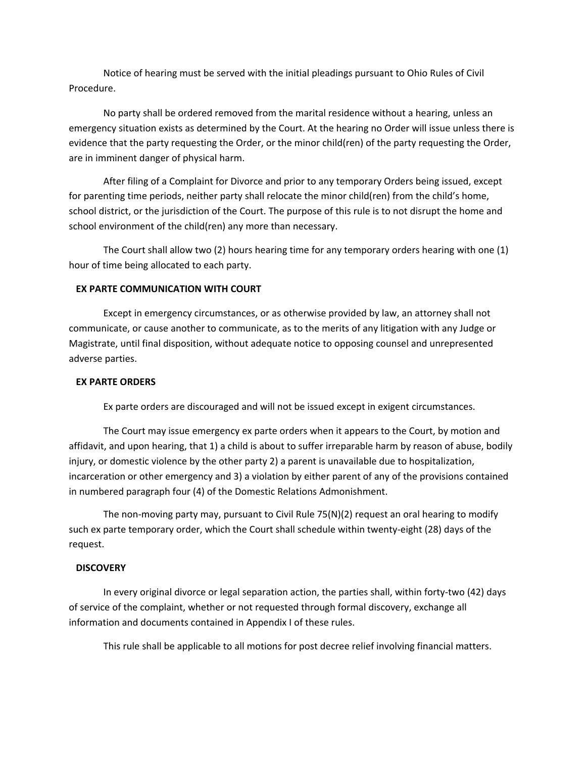Notice of hearing must be served with the initial pleadings pursuant to Ohio Rules of Civil Procedure.

No party shall be ordered removed from the marital residence without a hearing, unless an emergency situation exists as determined by the Court. At the hearing no Order will issue unless there is evidence that the party requesting the Order, or the minor child(ren) of the party requesting the Order, are in imminent danger of physical harm.

After filing of a Complaint for Divorce and prior to any temporary Orders being issued, except for parenting time periods, neither party shall relocate the minor child(ren) from the child's home, school district, or the jurisdiction of the Court. The purpose of this rule is to not disrupt the home and school environment of the child(ren) any more than necessary.

The Court shall allow two (2) hours hearing time for any temporary orders hearing with one (1) hour of time being allocated to each party.

**EX PARTE COMMUNICATION WITH COURT**

Except in emergency circumstances, or as otherwise provided by law, an attorney shall not communicate, or cause another to communicate, as to the merits of any litigation with any Judge or Magistrate, until final disposition, without adequate notice to opposing counsel and unrepresented adverse parties.

**EX PARTE ORDERS**

Ex parte orders are discouraged and will not be issued except in exigent circumstances.

The Court may issue emergency ex parte orders when it appears to the Court, by motion and affidavit, and upon hearing, that 1) a child is about to suffer irreparable harm by reason of abuse, bodily injury, or domestic violence by the other party 2) a parent is unavailable due to hospitalization, incarceration or other emergency and 3) a violation by either parent of any of the provisions contained in numbered paragraph four (4) of the Domestic Relations Admonishment.

The non-moving party may, pursuant to Civil Rule 75(N)(2) request an oral hearing to modify such ex parte temporary order, which the Court shall schedule within twenty-eight (28) days of the request.

**DISCOVERY**

In every original divorce or legal separation action, the parties shall, within forty-two (42) days of service of the complaint, whether or not requested through formal discovery, exchange all information and documents contained in Appendix I of these rules.

This rule shall be applicable to all motions for post decree relief involving financial matters.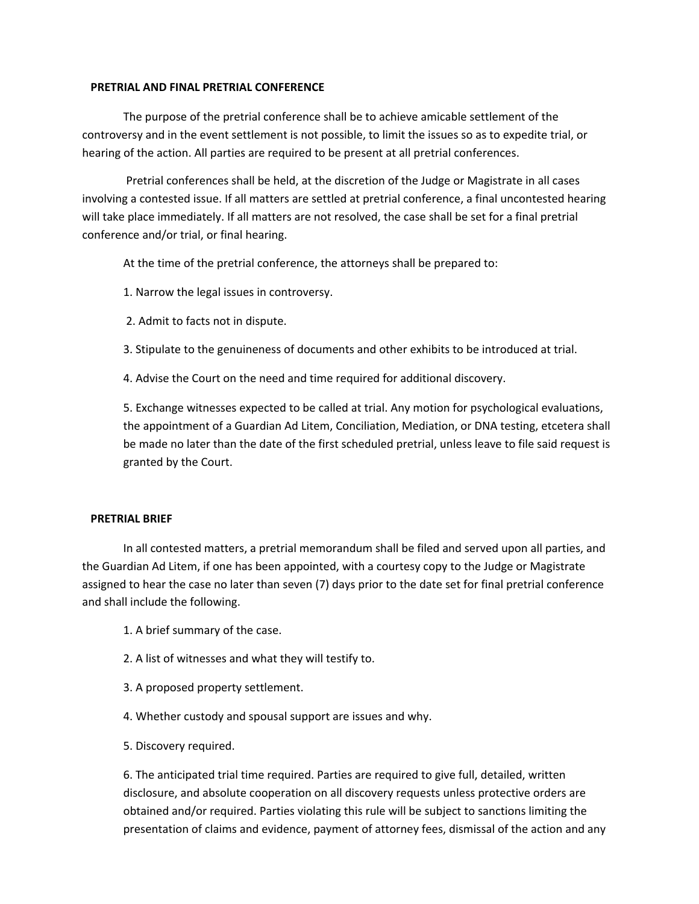## PRETRIAL AND FINAL PRETRIAL CONFERENCE

The purpose of the pretrial conference shall be to achieve amicable settlement of the controversy and in the event settlement is not possible, to limit the issues so as to expedite trial, or hearing of the action. All parties are required to be present at all pretrial conferences.

Pretrial conferences shall be held, at the discretion of the Judge or Magistrate in all cases involving a contested issue. If all matters are settled at pretrial conference, a final uncontested hearing will take place immediately. If all matters are not resolved, the case shall be set for a final pretrial conference and/or trial, or final hearing.

At the time of the pretrial conference, the attorneys shall be prepared to:

1. Narrow the legal issues in controversy.
2. Admit to facts not in dispute.
3. Stipulate to the genuineness of documents and other exhibits to be introduced at trial.
4. Advise the Court on the need and time required for additional discovery.
5. Exchange witnesses expected to be called at trial. Any motion for psychological evaluations, the appointment of a Guardian Ad Litem, Conciliation, Mediation, or DNA testing, etcetera shall be made no later than the date of the first scheduled pretrial, unless leave to file said request is granted by the Court.

## PRETRIAL BRIEF

In all contested matters, a pretrial memorandum shall be filed and served upon all parties, and the Guardian Ad Litem, if one has been appointed, with a courtesy copy to the Judge or Magistrate assigned to hear the case no later than seven (7) days prior to the date set for final pretrial conference and shall include the following.

1. A brief summary of the case.
2. A list of witnesses and what they will testify to.
3. A proposed property settlement.
4. Whether custody and spousal support are issues and why.
5. Discovery required.
6. The anticipated trial time required. Parties are required to give full, detailed, written disclosure, and absolute cooperation on all discovery requests unless protective orders are obtained and/or required. Parties violating this rule will be subject to sanctions limiting the presentation of claims and evidence, payment of attorney fees, dismissal of the action and any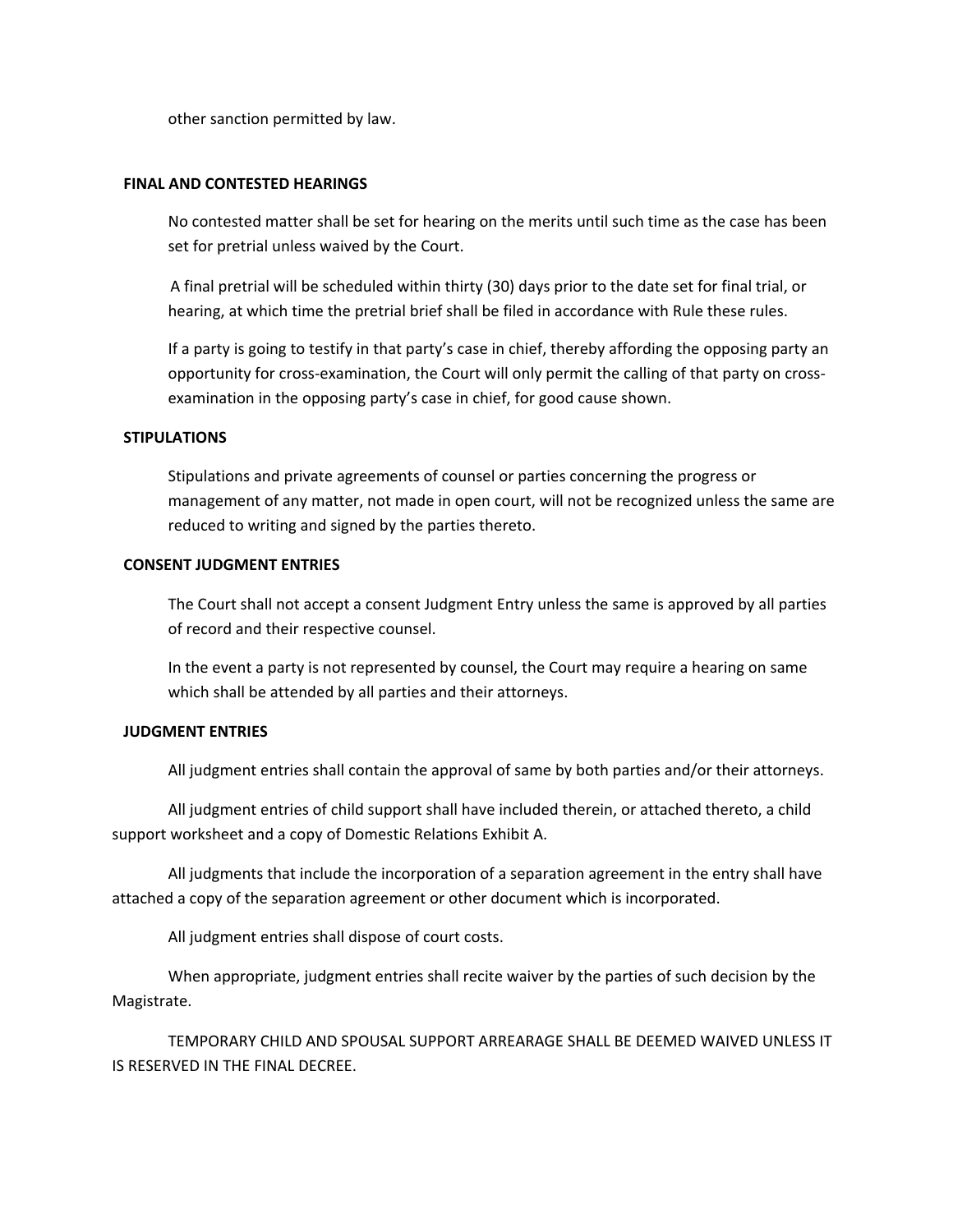other sanction permitted by law.

**FINAL AND CONTESTED HEARINGS**

No contested matter shall be set for hearing on the merits until such time as the case has been set for pretrial unless waived by the Court.

A final pretrial will be scheduled within thirty (30) days prior to the date set for final trial, or hearing, at which time the pretrial brief shall be filed in accordance with Rule these rules.

If a party is going to testify in that party's case in chief, thereby affording the opposing party an opportunity for cross-examination, the Court will only permit the calling of that party on cross-examination in the opposing party's case in chief, for good cause shown.

**STIPULATIONS**

Stipulations and private agreements of counsel or parties concerning the progress or management of any matter, not made in open court, will not be recognized unless the same are reduced to writing and signed by the parties thereto.

**CONSENT JUDGMENT ENTRIES**

The Court shall not accept a consent Judgment Entry unless the same is approved by all parties of record and their respective counsel.

In the event a party is not represented by counsel, the Court may require a hearing on same which shall be attended by all parties and their attorneys.

**JUDGMENT ENTRIES**

All judgment entries shall contain the approval of same by both parties and/or their attorneys.

All judgment entries of child support shall have included therein, or attached thereto, a child support worksheet and a copy of Domestic Relations Exhibit A.

All judgments that include the incorporation of a separation agreement in the entry shall have attached a copy of the separation agreement or other document which is incorporated.

All judgment entries shall dispose of court costs.

When appropriate, judgment entries shall recite waiver by the parties of such decision by the Magistrate.

TEMPORARY CHILD AND SPOUSAL SUPPORT ARREARAGE SHALL BE DEEMED WAIVED UNLESS IT IS RESERVED IN THE FINAL DECREE.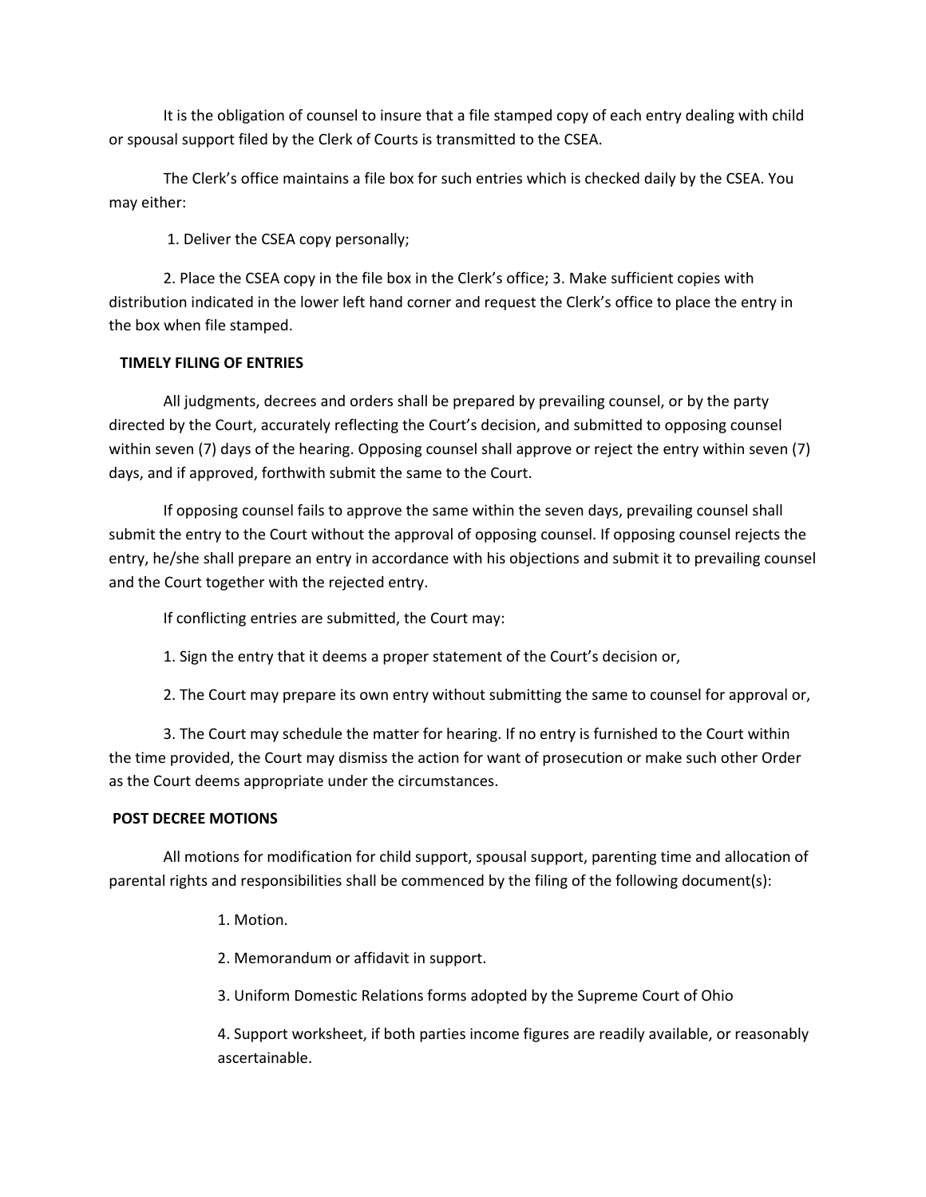It is the obligation of counsel to insure that a file stamped copy of each entry dealing with child or spousal support filed by the Clerk of Courts is transmitted to the CSEA.

The Clerk's office maintains a file box for such entries which is checked daily by the CSEA. You may either:

1. Deliver the CSEA copy personally;

2. Place the CSEA copy in the file box in the Clerk's office; 3. Make sufficient copies with distribution indicated in the lower left hand corner and request the Clerk's office to place the entry in the box when file stamped.

**TIMELY FILING OF ENTRIES**

All judgments, decrees and orders shall be prepared by prevailing counsel, or by the party directed by the Court, accurately reflecting the Court's decision, and submitted to opposing counsel within seven (7) days of the hearing. Opposing counsel shall approve or reject the entry within seven (7) days, and if approved, forthwith submit the same to the Court.

If opposing counsel fails to approve the same within the seven days, prevailing counsel shall submit the entry to the Court without the approval of opposing counsel. If opposing counsel rejects the entry, he/she shall prepare an entry in accordance with his objections and submit it to prevailing counsel and the Court together with the rejected entry.

If conflicting entries are submitted, the Court may:

1. Sign the entry that it deems a proper statement of the Court's decision or,

2. The Court may prepare its own entry without submitting the same to counsel for approval or,

3. The Court may schedule the matter for hearing. If no entry is furnished to the Court within the time provided, the Court may dismiss the action for want of prosecution or make such other Order as the Court deems appropriate under the circumstances.

**POST DECREE MOTIONS**

All motions for modification for child support, spousal support, parenting time and allocation of parental rights and responsibilities shall be commenced by the filing of the following document(s):

1. Motion.

2. Memorandum or affidavit in support.

3. Uniform Domestic Relations forms adopted by the Supreme Court of Ohio

4. Support worksheet, if both parties income figures are readily available, or reasonably ascertainable.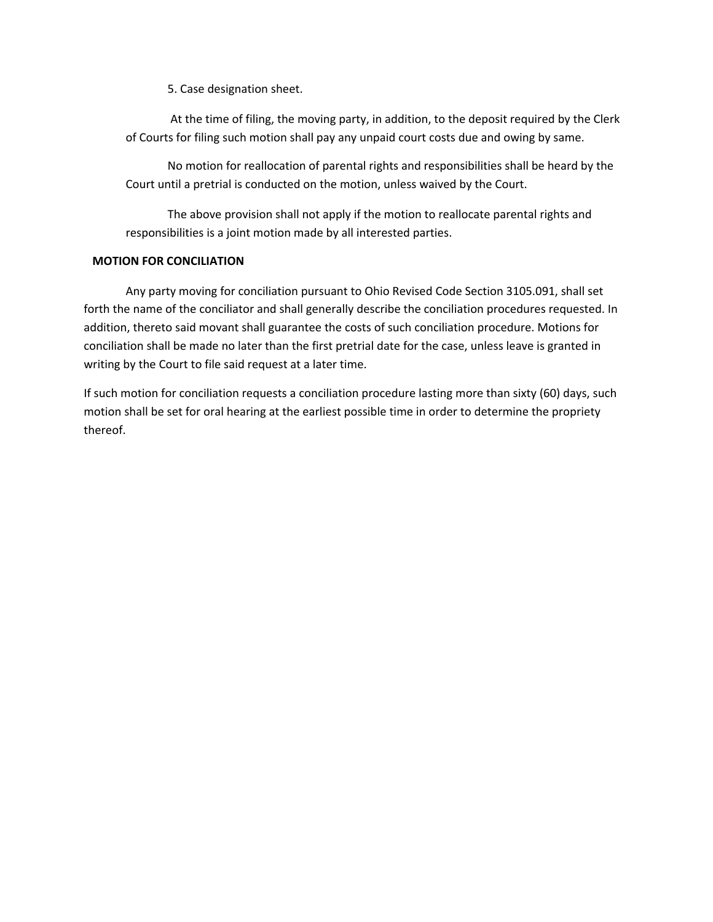5. Case designation sheet.

At the time of filing, the moving party, in addition, to the deposit required by the Clerk of Courts for filing such motion shall pay any unpaid court costs due and owing by same.

No motion for reallocation of parental rights and responsibilities shall be heard by the Court until a pretrial is conducted on the motion, unless waived by the Court.

The above provision shall not apply if the motion to reallocate parental rights and responsibilities is a joint motion made by all interested parties.

**MOTION FOR CONCILIATION**

Any party moving for conciliation pursuant to Ohio Revised Code Section 3105.091, shall set forth the name of the conciliator and shall generally describe the conciliation procedures requested. In addition, thereto said movant shall guarantee the costs of such conciliation procedure. Motions for conciliation shall be made no later than the first pretrial date for the case, unless leave is granted in writing by the Court to file said request at a later time.

If such motion for conciliation requests a conciliation procedure lasting more than sixty (60) days, such motion shall be set for oral hearing at the earliest possible time in order to determine the propriety thereof.